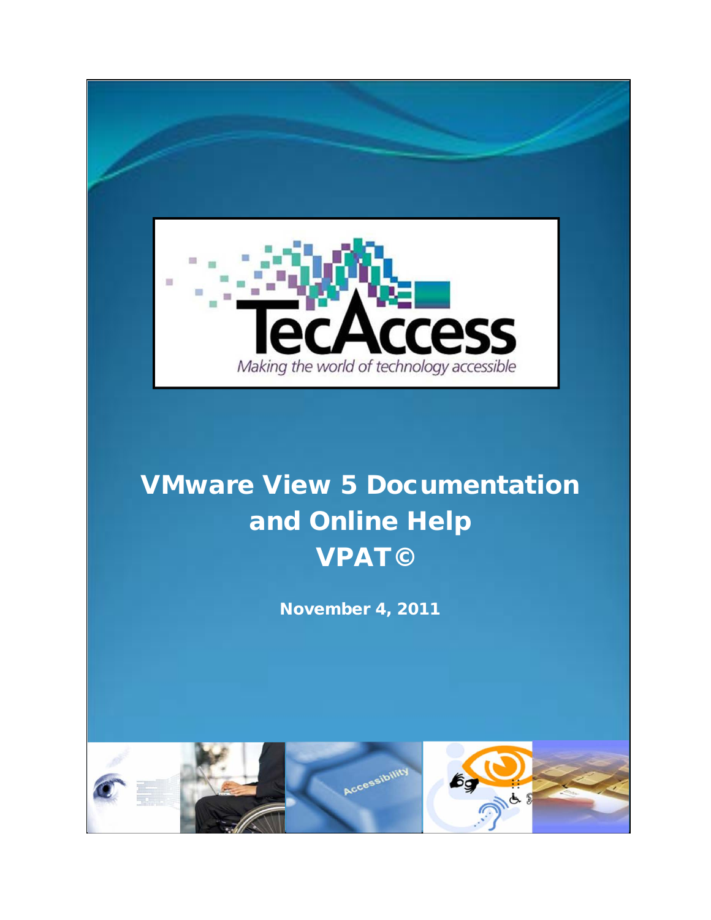TecAccess

*Making the world of technology accessible*

# VMware View 5 Documentation and Online Help VPAT©

**November 4, 2011**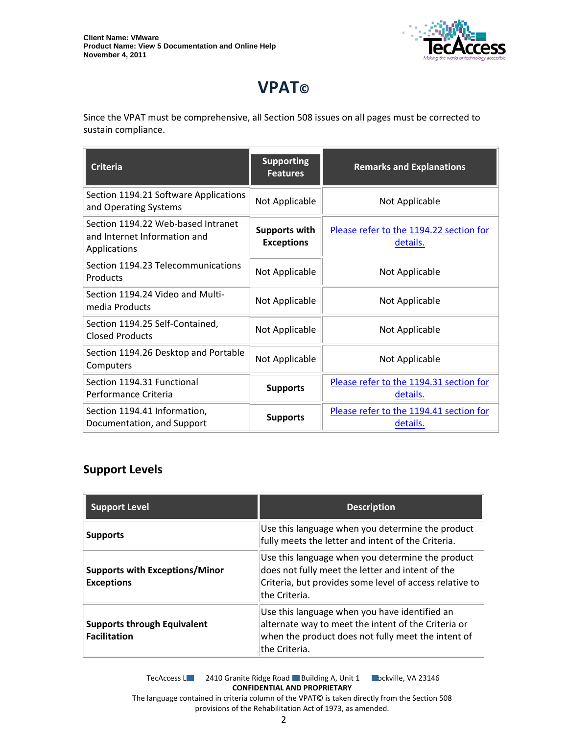# VPAT©

Since the VPAT must be comprehensive, all Section 508 issues on all pages must be corrected to sustain compliance.

| Criteria | Supporting Features | Remarks and Explanations |
|---|---|---|
| Section 1194.21 Software Applications and Operating Systems | Not Applicable | Not Applicable |
| Section 1194.22 Web-based Intranet and Internet Information and Applications | **Supports with Exceptions** | Please refer to the 1194.22 section for details. |
| Section 1194.23 Telecommunications Products | Not Applicable | Not Applicable |
| Section 1194.24 Video and Multi-media Products | Not Applicable | Not Applicable |
| Section 1194.25 Self-Contained, Closed Products | Not Applicable | Not Applicable |
| Section 1194.26 Desktop and Portable Computers | Not Applicable | Not Applicable |
| Section 1194.31 Functional Performance Criteria | **Supports** | Please refer to the 1194.31 section for details. |
| Section 1194.41 Information, Documentation, and Support | **Supports** | Please refer to the 1194.41 section for details. |

## Support Levels

| Support Level | Description |
|---|---|
| **Supports** | Use this language when you determine the product fully meets the letter and intent of the Criteria. |
| **Supports with Exceptions/Minor Exceptions** | Use this language when you determine the product does not fully meet the letter and intent of the Criteria, but provides some level of access relative to the Criteria. |
| **Supports through Equivalent Facilitation** | Use this language when you have identified an alternate way to meet the intent of the Criteria or when the product does not fully meet the intent of the Criteria. |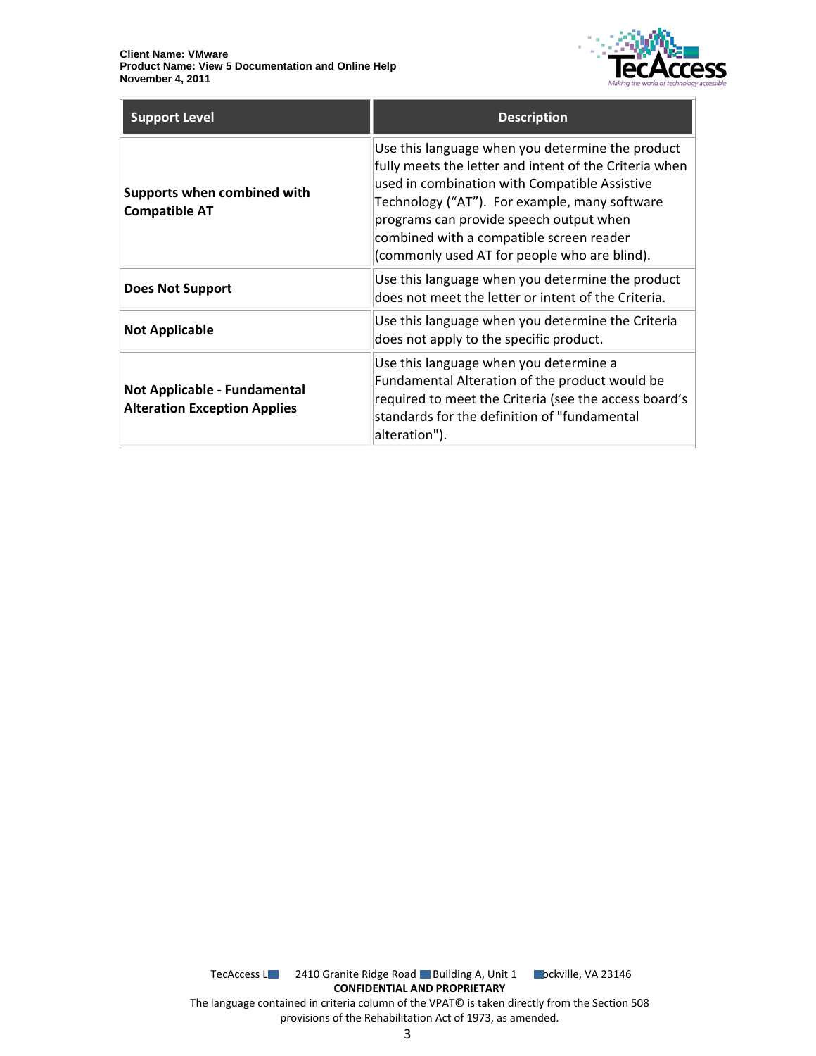| Support Level | Description |
|---|---|
| **Supports when combined with Compatible AT** | Use this language when you determine the product fully meets the letter and intent of the Criteria when used in combination with Compatible Assistive Technology ("AT"). For example, many software programs can provide speech output when combined with a compatible screen reader (commonly used AT for people who are blind). |
| **Does Not Support** | Use this language when you determine the product does not meet the letter or intent of the Criteria. |
| **Not Applicable** | Use this language when you determine the Criteria does not apply to the specific product. |
| **Not Applicable - Fundamental Alteration Exception Applies** | Use this language when you determine a Fundamental Alteration of the product would be required to meet the Criteria (see the access board's standards for the definition of "fundamental alteration"). |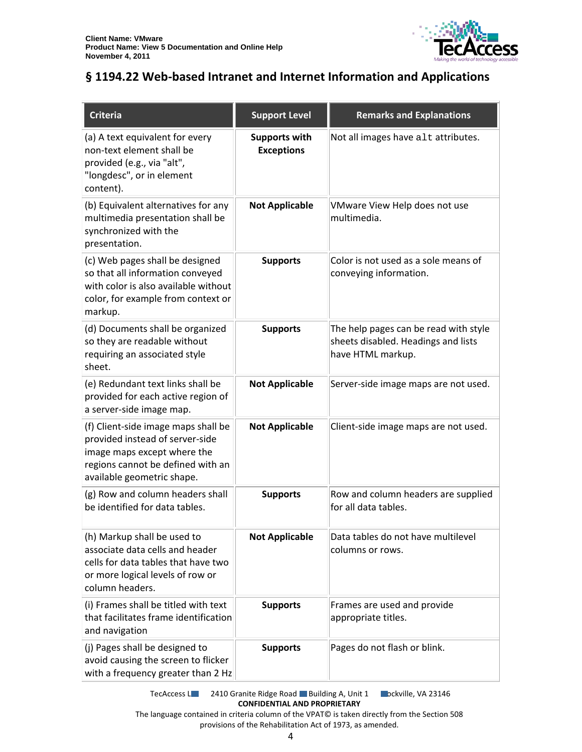## § 1194.22 Web-based Intranet and Internet Information and Applications

| Criteria | Support Level | Remarks and Explanations |
|---|---|---|
| (a) A text equivalent for every non-text element shall be provided (e.g., via "alt", "longdesc", or in element content). | **Supports with Exceptions** | Not all images have `alt` attributes. |
| (b) Equivalent alternatives for any multimedia presentation shall be synchronized with the presentation. | **Not Applicable** | VMware View Help does not use multimedia. |
| (c) Web pages shall be designed so that all information conveyed with color is also available without color, for example from context or markup. | **Supports** | Color is not used as a sole means of conveying information. |
| (d) Documents shall be organized so they are readable without requiring an associated style sheet. | **Supports** | The help pages can be read with style sheets disabled. Headings and lists have HTML markup. |
| (e) Redundant text links shall be provided for each active region of a server-side image map. | **Not Applicable** | Server-side image maps are not used. |
| (f) Client-side image maps shall be provided instead of server-side image maps except where the regions cannot be defined with an available geometric shape. | **Not Applicable** | Client-side image maps are not used. |
| (g) Row and column headers shall be identified for data tables. | **Supports** | Row and column headers are supplied for all data tables. |
| (h) Markup shall be used to associate data cells and header cells for data tables that have two or more logical levels of row or column headers. | **Not Applicable** | Data tables do not have multilevel columns or rows. |
| (i) Frames shall be titled with text that facilitates frame identification and navigation | **Supports** | Frames are used and provide appropriate titles. |
| (j) Pages shall be designed to avoid causing the screen to flicker with a frequency greater than 2 Hz | **Supports** | Pages do not flash or blink. |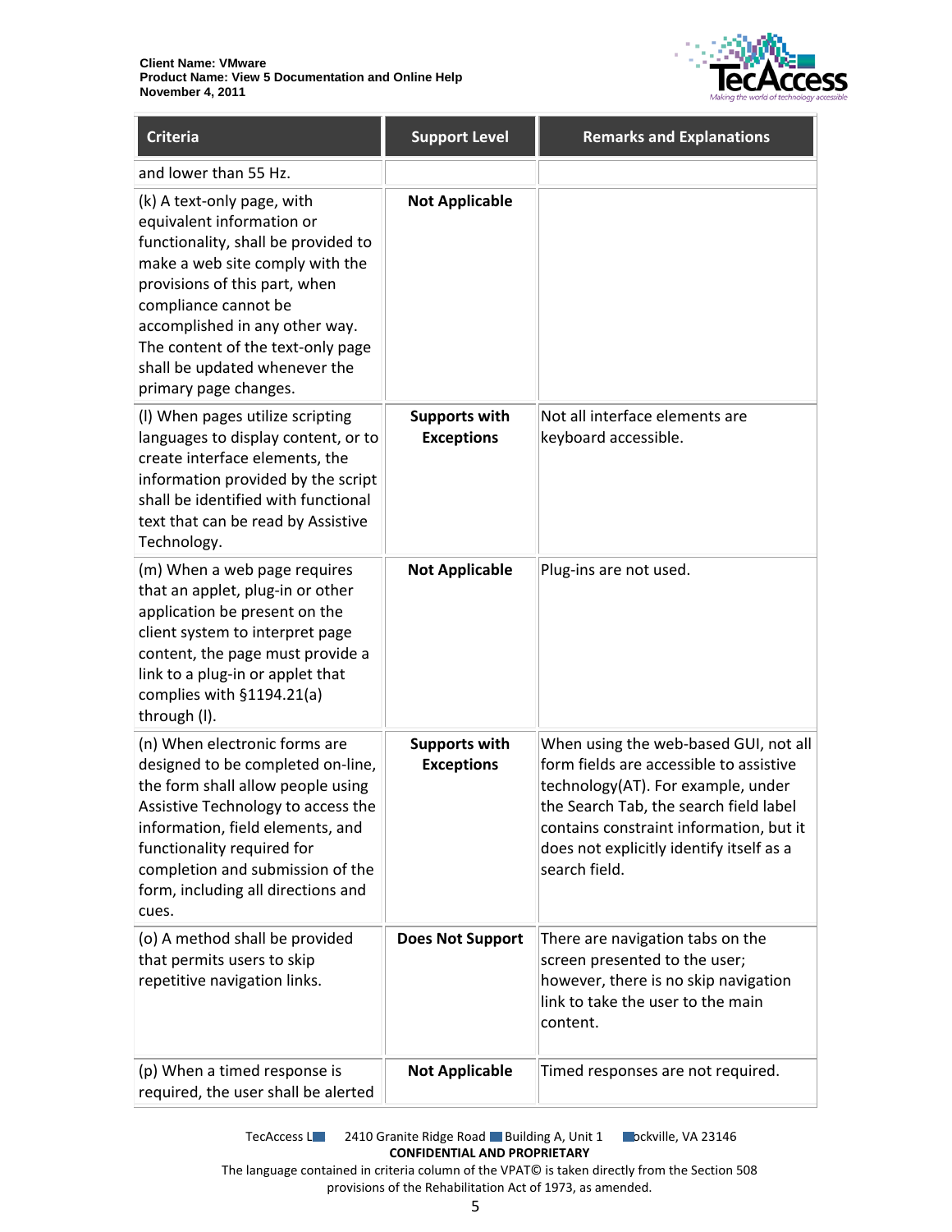| Criteria | Support Level | Remarks and Explanations |
| --- | --- | --- |
| and lower than 55 Hz. | | |
| (k) A text-only page, with equivalent information or functionality, shall be provided to make a web site comply with the provisions of this part, when compliance cannot be accomplished in any other way. The content of the text-only page shall be updated whenever the primary page changes. | **Not Applicable** | |
| (l) When pages utilize scripting languages to display content, or to create interface elements, the information provided by the script shall be identified with functional text that can be read by Assistive Technology. | **Supports with Exceptions** | Not all interface elements are keyboard accessible. |
| (m) When a web page requires that an applet, plug-in or other application be present on the client system to interpret page content, the page must provide a link to a plug-in or applet that complies with §1194.21(a) through (l). | **Not Applicable** | Plug-ins are not used. |
| (n) When electronic forms are designed to be completed on-line, the form shall allow people using Assistive Technology to access the information, field elements, and functionality required for completion and submission of the form, including all directions and cues. | **Supports with Exceptions** | When using the web-based GUI, not all form fields are accessible to assistive technology(AT). For example, under the Search Tab, the search field label contains constraint information, but it does not explicitly identify itself as a search field. |
| (o) A method shall be provided that permits users to skip repetitive navigation links. | **Does Not Support** | There are navigation tabs on the screen presented to the user; however, there is no skip navigation link to take the user to the main content. |
| (p) When a timed response is required, the user shall be alerted | **Not Applicable** | Timed responses are not required. |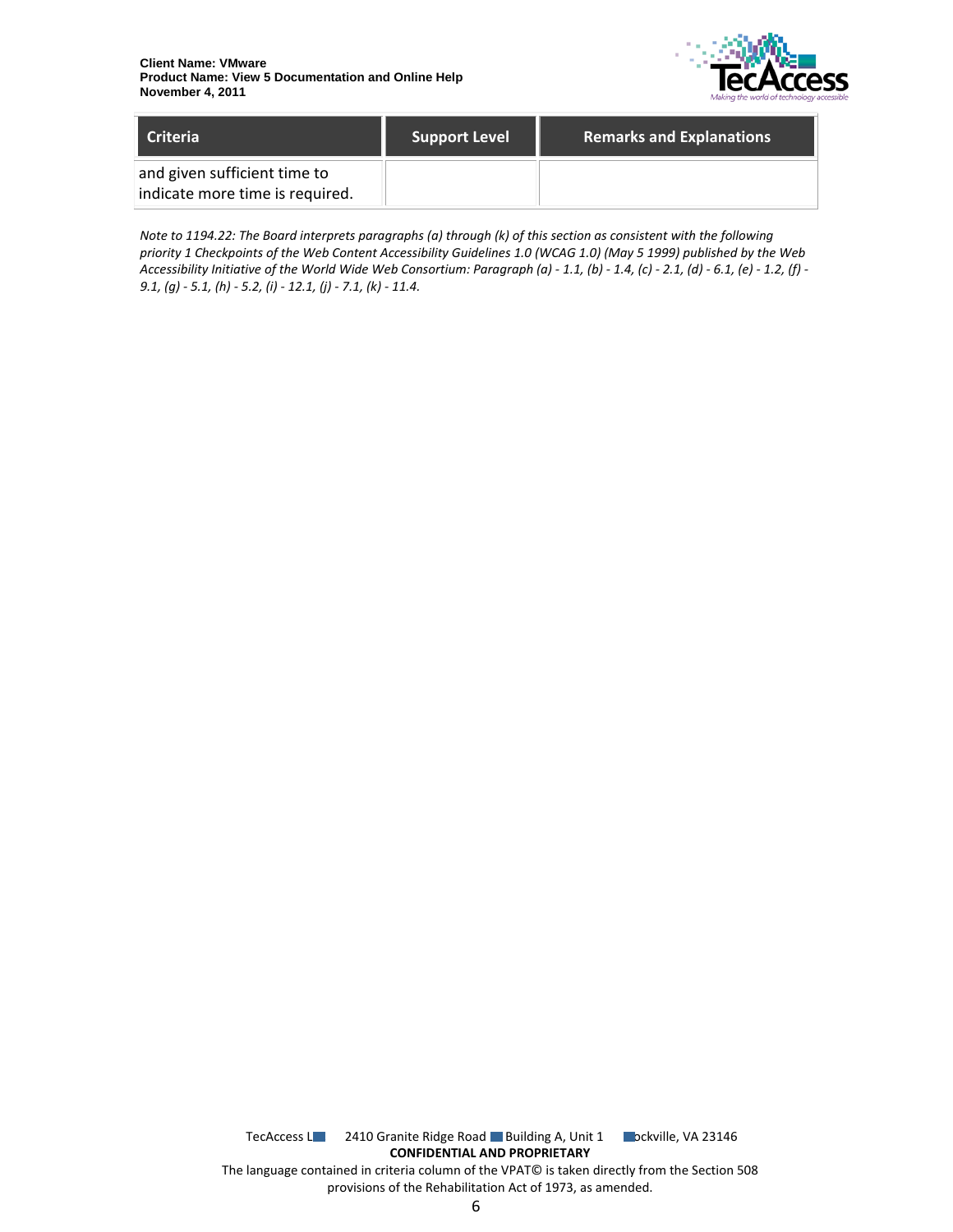| Criteria | Support Level | Remarks and Explanations |
| --- | --- | --- |
| and given sufficient time to indicate more time is required. | | |

*Note to 1194.22: The Board interprets paragraphs (a) through (k) of this section as consistent with the following priority 1 Checkpoints of the Web Content Accessibility Guidelines 1.0 (WCAG 1.0) (May 5 1999) published by the Web Accessibility Initiative of the World Wide Web Consortium: Paragraph (a) - 1.1, (b) - 1.4, (c) - 2.1, (d) - 6.1, (e) - 1.2, (f) - 9.1, (g) - 5.1, (h) - 5.2, (i) - 12.1, (j) - 7.1, (k) - 11.4.*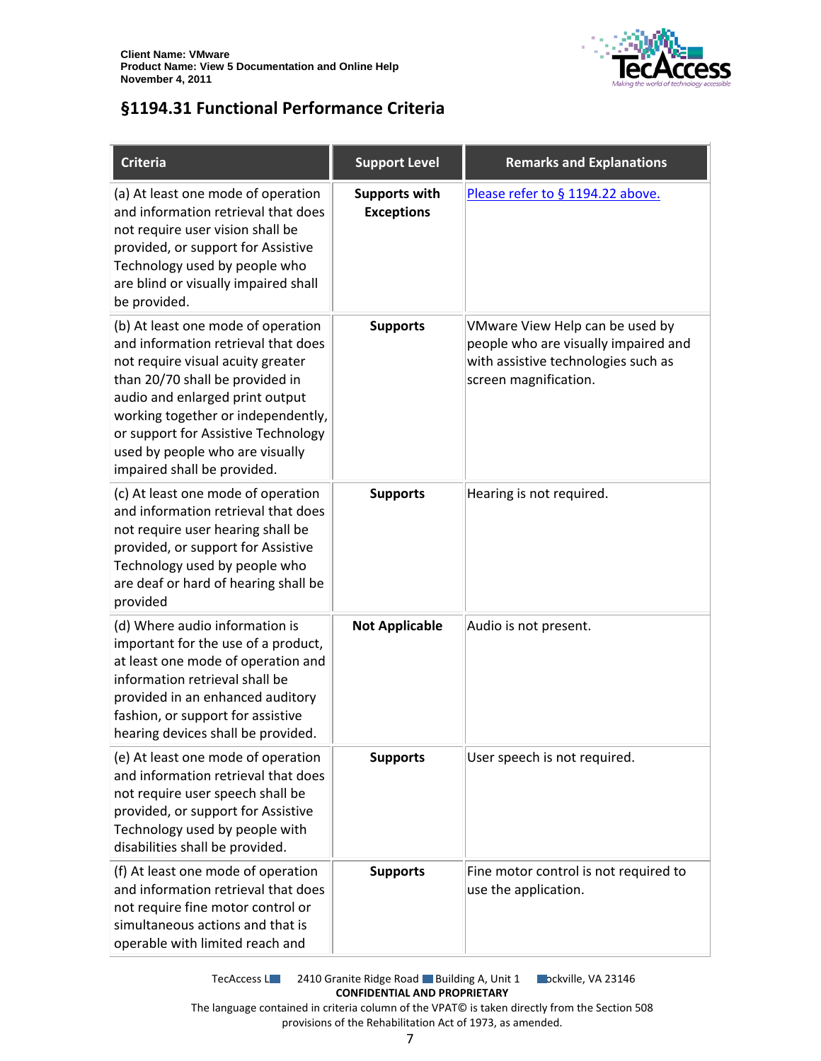## §1194.31 Functional Performance Criteria

| Criteria | Support Level | Remarks and Explanations |
|---|---|---|
| (a) At least one mode of operation and information retrieval that does not require user vision shall be provided, or support for Assistive Technology used by people who are blind or visually impaired shall be provided. | **Supports with Exceptions** | Please refer to § 1194.22 above. |
| (b) At least one mode of operation and information retrieval that does not require visual acuity greater than 20/70 shall be provided in audio and enlarged print output working together or independently, or support for Assistive Technology used by people who are visually impaired shall be provided. | **Supports** | VMware View Help can be used by people who are visually impaired and with assistive technologies such as screen magnification. |
| (c) At least one mode of operation and information retrieval that does not require user hearing shall be provided, or support for Assistive Technology used by people who are deaf or hard of hearing shall be provided | **Supports** | Hearing is not required. |
| (d) Where audio information is important for the use of a product, at least one mode of operation and information retrieval shall be provided in an enhanced auditory fashion, or support for assistive hearing devices shall be provided. | **Not Applicable** | Audio is not present. |
| (e) At least one mode of operation and information retrieval that does not require user speech shall be provided, or support for Assistive Technology used by people with disabilities shall be provided. | **Supports** | User speech is not required. |
| (f) At least one mode of operation and information retrieval that does not require fine motor control or simultaneous actions and that is operable with limited reach and | **Supports** | Fine motor control is not required to use the application. |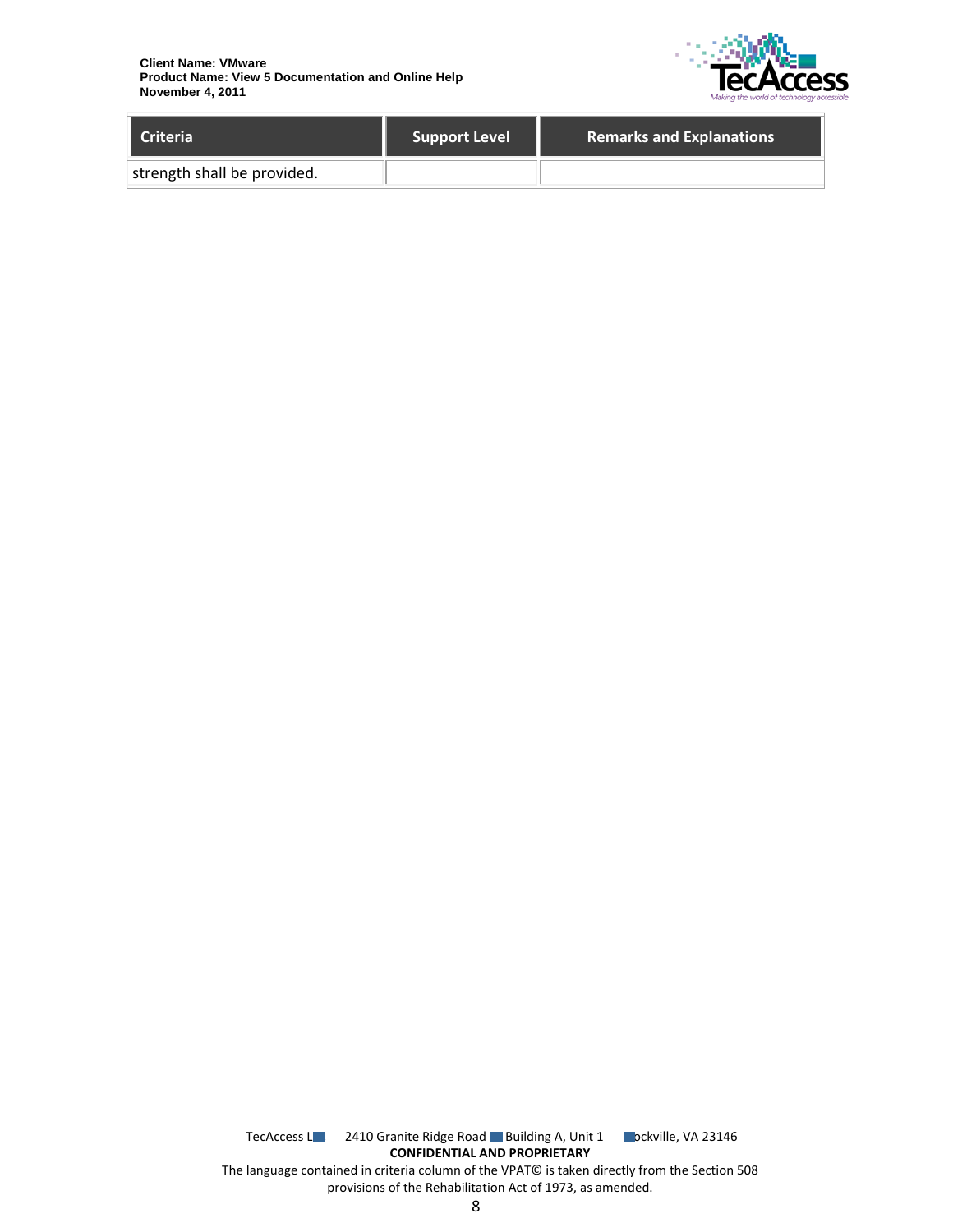| Criteria | Support Level | Remarks and Explanations |
| --- | --- | --- |
| strength shall be provided. | | |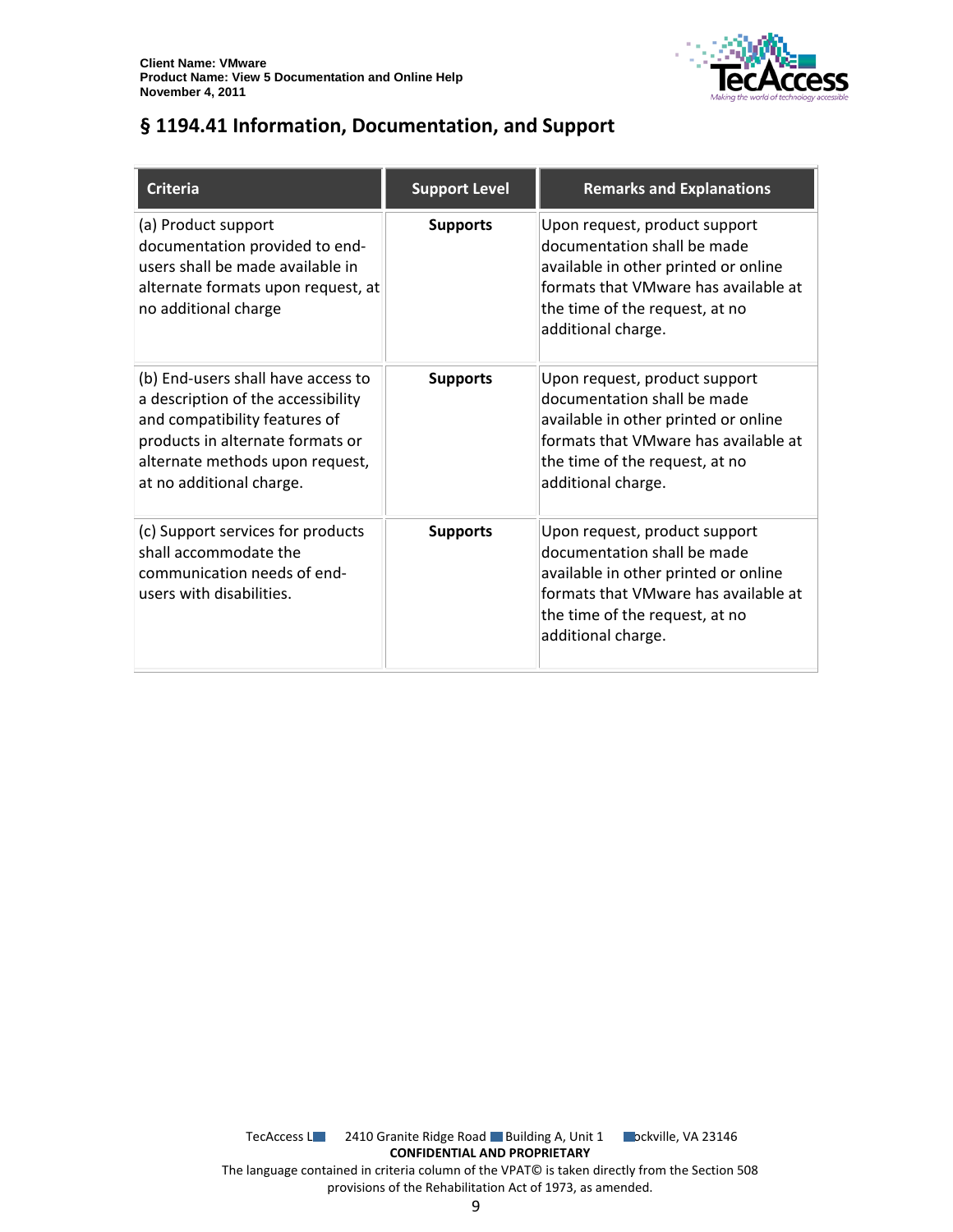## § 1194.41 Information, Documentation, and Support

| Criteria | Support Level | Remarks and Explanations |
| --- | --- | --- |
| (a) Product support documentation provided to end-users shall be made available in alternate formats upon request, at no additional charge | **Supports** | Upon request, product support documentation shall be made available in other printed or online formats that VMware has available at the time of the request, at no additional charge. |
| (b) End-users shall have access to a description of the accessibility and compatibility features of products in alternate formats or alternate methods upon request, at no additional charge. | **Supports** | Upon request, product support documentation shall be made available in other printed or online formats that VMware has available at the time of the request, at no additional charge. |
| (c) Support services for products shall accommodate the communication needs of end-users with disabilities. | **Supports** | Upon request, product support documentation shall be made available in other printed or online formats that VMware has available at the time of the request, at no additional charge. |